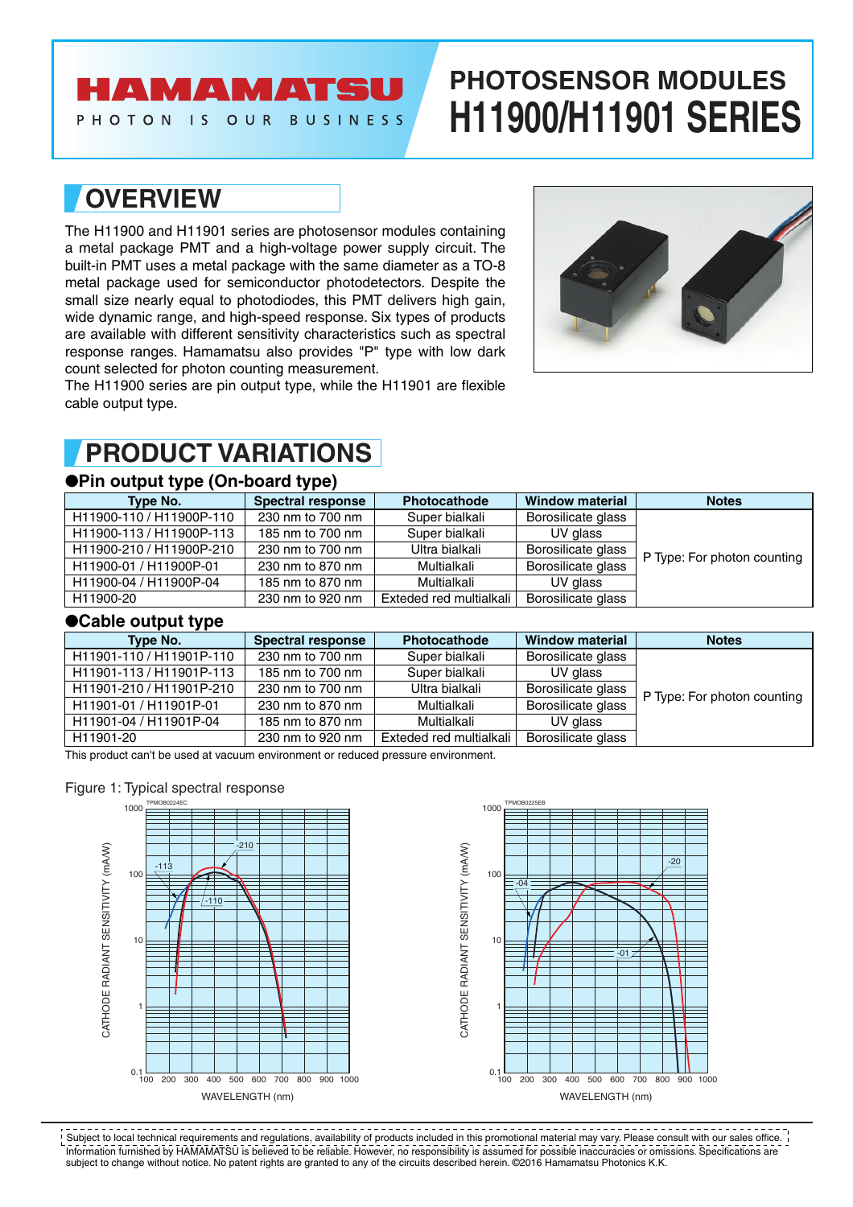# PHOTOSENSOR MODULES
# H11900/H11901 SERIES

## OVERVIEW

The H11900 and H11901 series are photosensor modules containing a metal package PMT and a high-voltage power supply circuit. The built-in PMT uses a metal package with the same diameter as a TO-8 metal package used for semiconductor photodetectors. Despite the small size nearly equal to photodiodes, this PMT delivers high gain, wide dynamic range, and high-speed response. Six types of products are available with different sensitivity characteristics such as spectral response ranges. Hamamatsu also provides "P" type with low dark count selected for photon counting measurement.
The H11900 series are pin output type, while the H11901 are flexible cable output type.

## PRODUCT VARIATIONS

### ●Pin output type (On-board type)

| Type No. | Spectral response | Photocathode | Window material | Notes |
|---|---|---|---|---|
| H11900-110 / H11900P-110 | 230 nm to 700 nm | Super bialkali | Borosilicate glass | P Type: For photon counting |
| H11900-113 / H11900P-113 | 185 nm to 700 nm | Super bialkali | UV glass | |
| H11900-210 / H11900P-210 | 230 nm to 700 nm | Ultra bialkali | Borosilicate glass | |
| H11900-01 / H11900P-01 | 230 nm to 870 nm | Multialkali | Borosilicate glass | |
| H11900-04 / H11900P-04 | 185 nm to 870 nm | Multialkali | UV glass | |
| H11900-20 | 230 nm to 920 nm | Exteded red multialkali | Borosilicate glass | |

### ●Cable output type

| Type No. | Spectral response | Photocathode | Window material | Notes |
|---|---|---|---|---|
| H11901-110 / H11901P-110 | 230 nm to 700 nm | Super bialkali | Borosilicate glass | P Type: For photon counting |
| H11901-113 / H11901P-113 | 185 nm to 700 nm | Super bialkali | UV glass | |
| H11901-210 / H11901P-210 | 230 nm to 700 nm | Ultra bialkali | Borosilicate glass | |
| H11901-01 / H11901P-01 | 230 nm to 870 nm | Multialkali | Borosilicate glass | |
| H11901-04 / H11901P-04 | 185 nm to 870 nm | Multialkali | UV glass | |
| H11901-20 | 230 nm to 920 nm | Exteded red multialkali | Borosilicate glass | |

This product can't be used at vacuum environment or reduced pressure environment.

Figure 1: Typical spectral response

Subject to local technical requirements and regulations, availability of products included in this promotional material may vary. Please consult with our sales office. Information furnished by HAMAMATSU is believed to be reliable. However, no responsibility is assumed for possible inaccuracies or omissions. Specifications are subject to change without notice. No patent rights are granted to any of the circuits described herein. ©2016 Hamamatsu Photonics K.K.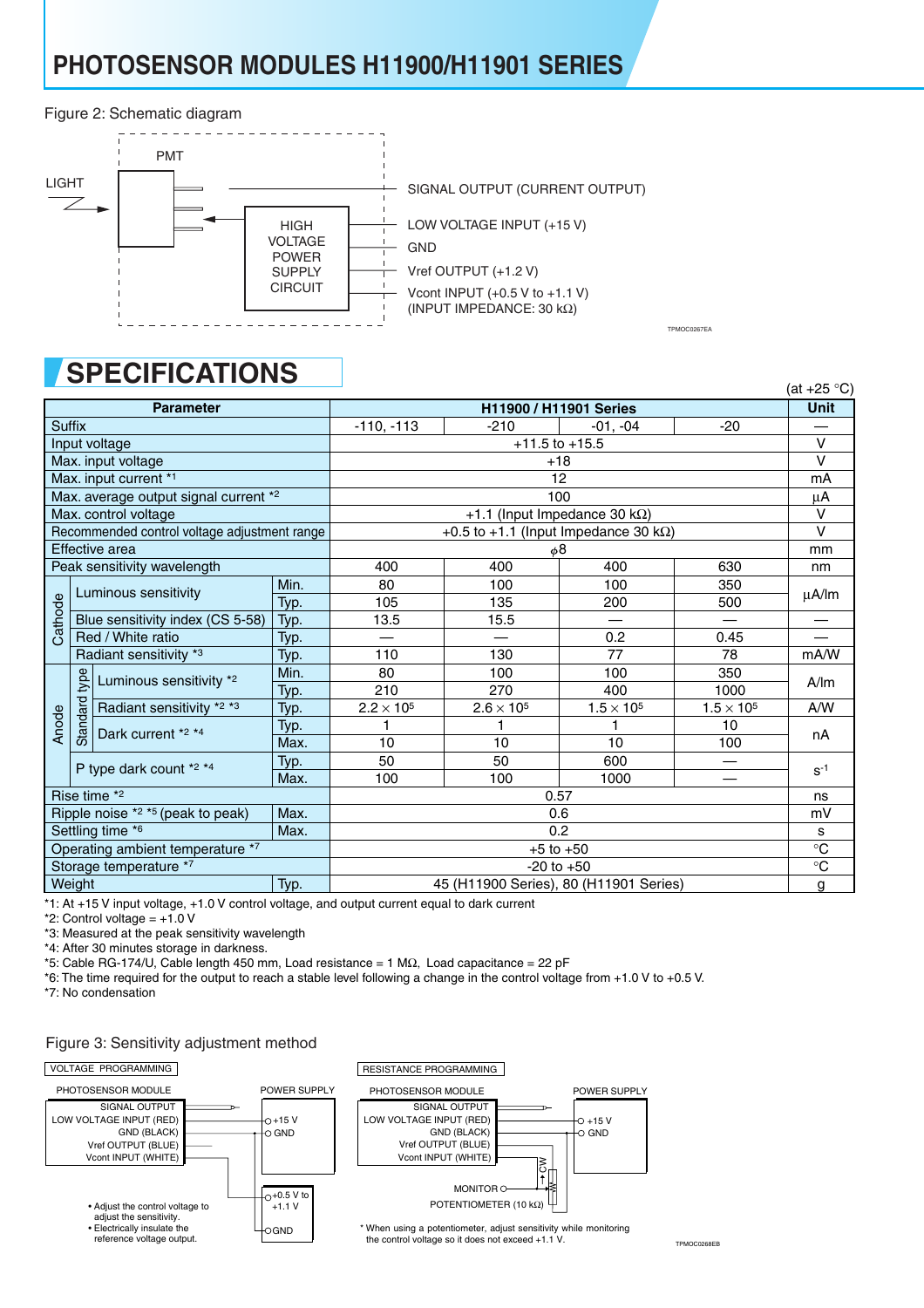# PHOTOSENSOR MODULES H11900/H11901 SERIES

Figure 2: Schematic diagram

LIGHT

PMT

HIGH VOLTAGE POWER SUPPLY CIRCUIT

SIGNAL OUTPUT (CURRENT OUTPUT)

LOW VOLTAGE INPUT (+15 V)

GND

Vref OUTPUT (+1.2 V)

Vcont INPUT (+0.5 V to +1.1 V)
(INPUT IMPEDANCE: 30 kΩ)

TPMOC0267EA

## SPECIFICATIONS

(at +25 °C)

| Parameter | | | H11900 / H11901 Series | | | | Unit |
|---|---|---|---|---|---|---|---|
| Suffix | | | -110, -113 | -210 | -01, -04 | -20 | — |
| Input voltage | | | +11.5 to +15.5 | | | | V |
| Max. input voltage | | | +18 | | | | V |
| Max. input current *1 | | | 12 | | | | mA |
| Max. average output signal current *2 | | | 100 | | | | µA |
| Max. control voltage | | | +1.1 (Input Impedance 30 kΩ) | | | | V |
| Recommended control voltage adjustment range | | | +0.5 to +1.1 (Input Impedance 30 kΩ) | | | | V |
| Effective area | | | φ8 | | | | mm |
| Peak sensitivity wavelength | | | 400 | 400 | 400 | 630 | nm |
| Cathode | Luminous sensitivity | Min. | 80 | 100 | 100 | 350 | µA/lm |
| | | Typ. | 105 | 135 | 200 | 500 | |
| | Blue sensitivity index (CS 5-58) | Typ. | 13.5 | 15.5 | — | — | — |
| | Red / White ratio | Typ. | — | — | 0.2 | 0.45 | — |
| | Radiant sensitivity *3 | Typ. | 110 | 130 | 77 | 78 | mA/W |
| Anode (Standard type) | Luminous sensitivity *2 | Min. | 80 | 100 | 100 | 350 | A/lm |
| | | Typ. | 210 | 270 | 400 | 1000 | |
| | Radiant sensitivity *2 *3 | Typ. | $2.2 \times 10^5$ | $2.6 \times 10^5$ | $1.5 \times 10^5$ | $1.5 \times 10^5$ | A/W |
| | Dark current *2 *4 | Typ. | 1 | 1 | 1 | 10 | nA |
| | | Max. | 10 | 10 | 10 | 100 | |
| Anode | P type dark count *2 *4 | Typ. | 50 | 50 | 600 | — | $s^{-1}$ |
| | | Max. | 100 | 100 | 1000 | — | |
| Rise time *2 | | | 0.57 | | | | ns |
| Ripple noise *2 *5 (peak to peak) | | Max. | 0.6 | | | | mV |
| Settling time *6 | | Max. | 0.2 | | | | s |
| Operating ambient temperature *7 | | | +5 to +50 | | | | °C |
| Storage temperature *7 | | | -20 to +50 | | | | °C |
| Weight | | Typ. | 45 (H11900 Series), 80 (H11901 Series) | | | | g |

*1: At +15 V input voltage, +1.0 V control voltage, and output current equal to dark current
*2: Control voltage = +1.0 V
*3: Measured at the peak sensitivity wavelength
*4: After 30 minutes storage in darkness.
*5: Cable RG-174/U, Cable length 450 mm, Load resistance = 1 MΩ, Load capacitance = 22 pF
*6: The time required for the output to reach a stable level following a change in the control voltage from +1.0 V to +0.5 V.
*7: No condensation

Figure 3: Sensitivity adjustment method

VOLTAGE PROGRAMMING

PHOTOSENSOR MODULE: SIGNAL OUTPUT, LOW VOLTAGE INPUT (RED), GND (BLACK), Vref OUTPUT (BLUE), Vcont INPUT (WHITE)

POWER SUPPLY: +15 V, GND; +0.5 V to +1.1 V, GND

- Adjust the control voltage to adjust the sensitivity.
- Electrically insulate the reference voltage output.

RESISTANCE PROGRAMMING

PHOTOSENSOR MODULE: SIGNAL OUTPUT, LOW VOLTAGE INPUT (RED), GND (BLACK), Vref OUTPUT (BLUE), Vcont INPUT (WHITE)

POWER SUPPLY: +15 V, GND

MONITOR, POTENTIOMETER (10 kΩ), CW

* When using a potentiometer, adjust sensitivity while monitoring the control voltage so it does not exceed +1.1 V.

TPMOC0268EB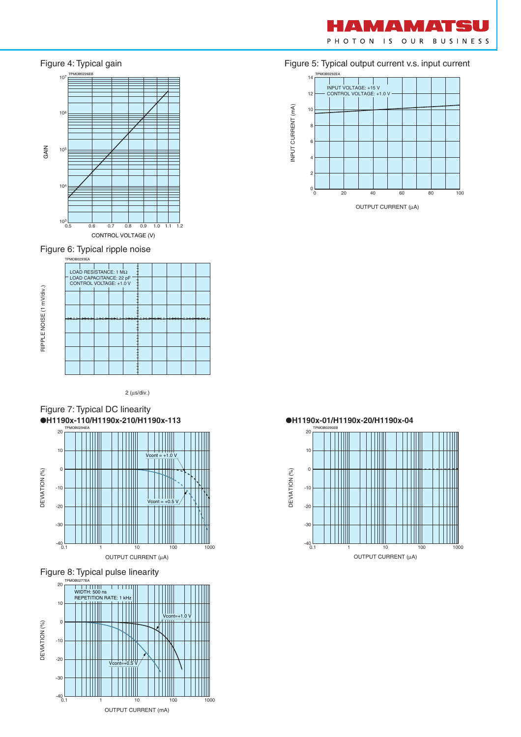Figure 4: Typical gain

TPMOB0226EB

GAIN

CONTROL VOLTAGE (V)

Figure 5: Typical output current v.s. input current

TPMOB0292EA

INPUT VOLTAGE: +15 V
CONTROL VOLTAGE: +1.0 V

INPUT CURRENT (mA)

OUTPUT CURRENT (μA)

Figure 6: Typical ripple noise

TPMOB0293EA

LOAD RESISTANCE: 1 MΩ
LOAD CAPACITANCE: 22 pF
CONTROL VOLTAGE: +1.0 V

RIPPLE NOISE (1 mV/div.)

2 (μs/div.)

Figure 7: Typical DC linearity

**●H1190x-110/H1190x-210/H1190x-113**

TPMOB0294EA

Vcont = +1.0 V

Vcont = +0.5 V

DEVIATION (%)

OUTPUT CURRENT (μA)

**●H1190x-01/H1190x-20/H1190x-04**

TPMOB0295EB

DEVIATION (%)

OUTPUT CURRENT (μA)

Figure 8: Typical pulse linearity

TPMOB0277EA

WIDTH: 500 ns
REPETITION RATE: 1 kHz

Vcont=+1.0 V

Vcont=+0.5 V

DEVIATION (%)

OUTPUT CURRENT (mA)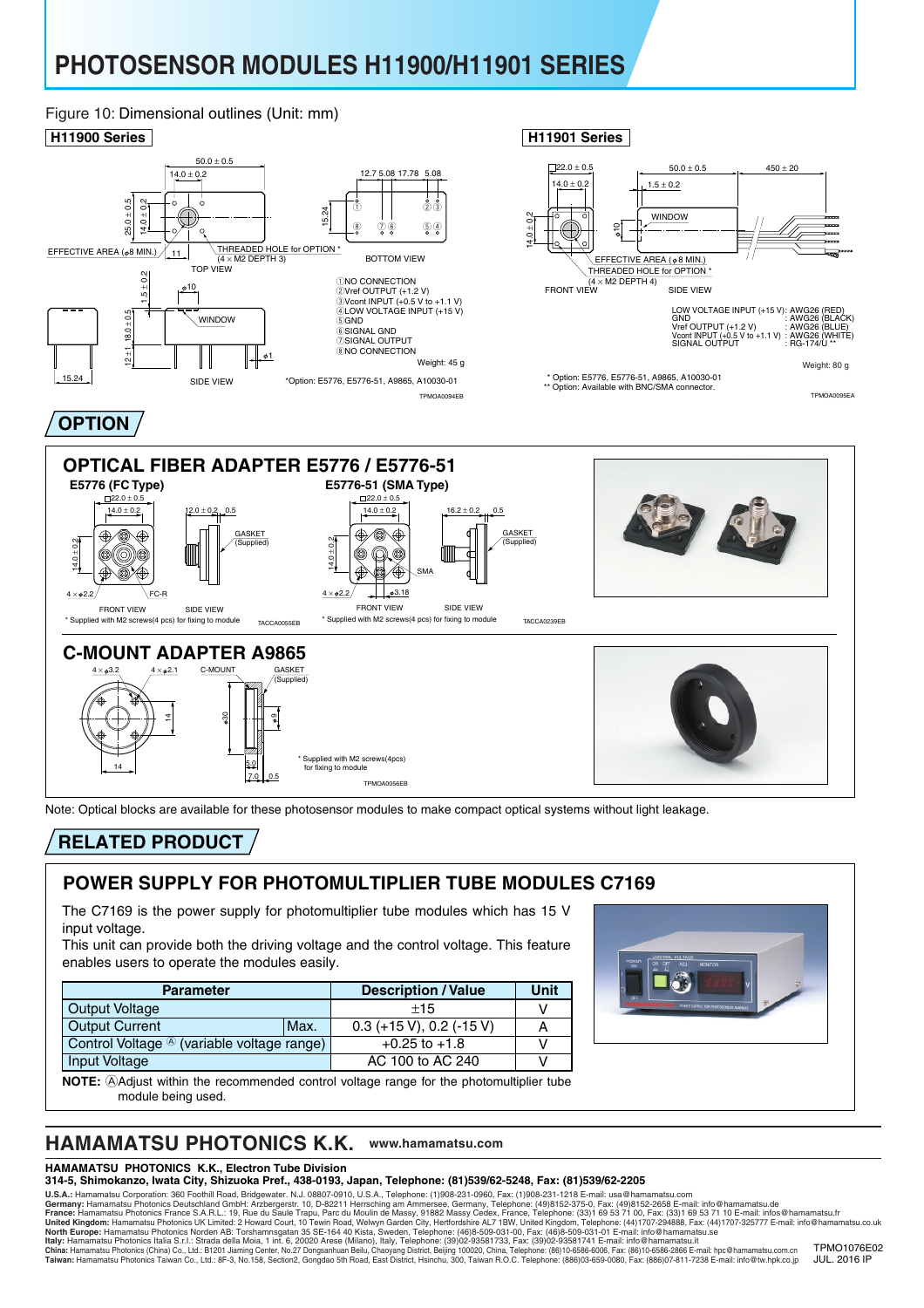# PHOTOSENSOR MODULES H11900/H11901 SERIES

Figure 10: Dimensional outlines (Unit: mm)

**H11900 Series**

50.0 ± 0.5
14.0 ± 0.2
25.0 ± 0.5
14.0 ± 0.2
EFFECTIVE AREA (φ8 MIN.)
11
THREADED HOLE for OPTION *
(4 × M2 DEPTH 3)
TOP VIEW

12.7 5.08 17.78 5.08
15.24
① ② ③
⑧ ⑦ ⑥ ⑤ ④
BOTTOM VIEW

1.5 ± 0.2
φ10
WINDOW
18.0 ± 0.5
12 ± 1
φ1
15.24
SIDE VIEW

①NO CONNECTION
②Vref OUTPUT (+1.2 V)
③Vcont INPUT (+0.5 V to +1.1 V)
④LOW VOLTAGE INPUT (+15 V)
⑤GND
⑥SIGNAL GND
⑦SIGNAL OUTPUT
⑧NO CONNECTION

Weight: 45 g

*Option: E5776, E5776-51, A9865, A10030-01

TPMOA0094EB

**H11901 Series**

□22.0 ± 0.5
14.0 ± 0.2
14.0 ± 0.2
FRONT VIEW

50.0 ± 0.5
1.5 ± 0.2
450 ± 20
φ10
WINDOW
EFFECTIVE AREA (φ8 MIN.)
THREADED HOLE for OPTION *
(4 × M2 DEPTH 4)
SIDE VIEW

LOW VOLTAGE INPUT (+15 V): AWG26 (RED)
GND : AWG26 (BLACK)
Vref OUTPUT (+1.2 V) : AWG26 (BLUE)
Vcont INPUT (+0.5 V to +1.1 V) : AWG26 (WHITE)
SIGNAL OUTPUT : RG-174/U **

Weight: 80 g

\* Option: E5776, E5776-51, A9865, A10030-01
\*\* Option: Available with BNC/SMA connector.

TPMOA0095EA

## OPTION

### OPTICAL FIBER ADAPTER E5776 / E5776-51

**E5776 (FC Type)**

□22.0 ± 0.5
14.0 ± 0.2
14.0 ± 0.2
4 × φ2.2
FC-R
12.0 ± 0.2
0.5
GASKET (Supplied)
FRONT VIEW
SIDE VIEW

\* Supplied with M2 screws(4 pcs) for fixing to module

TACCA0065EB

**E5776-51 (SMA Type)**

□22.0 ± 0.5
14.0 ± 0.2
14.0 ± 0.2
4 × φ2.2
φ3.18
SMA
16.2 ± 0.2
0.5
GASKET (Supplied)
FRONT VIEW
SIDE VIEW

\* Supplied with M2 screws(4 pcs) for fixing to module

TACCA0239EB

### C-MOUNT ADAPTER A9865

4 × φ3.2
4 × φ2.1
14
14
C-MOUNT
GASKET (Supplied)
φ30
φ9
5.0
7.0
0.5

\* Supplied with M2 screws(4pcs) for fixing to module

TPMOA0056EB

Note: Optical blocks are available for these photosensor modules to make compact optical systems without light leakage.

## RELATED PRODUCT

### POWER SUPPLY FOR PHOTOMULTIPLIER TUBE MODULES C7169

The C7169 is the power supply for photomultiplier tube modules which has 15 V input voltage.
This unit can provide both the driving voltage and the control voltage. This feature enables users to operate the modules easily.

| Parameter | | Description / Value | Unit |
|---|---|---|---|
| Output Voltage | | ±15 | V |
| Output Current | Max. | 0.3 (+15 V), 0.2 (-15 V) | A |
| Control Voltage Ⓐ (variable voltage range) | | +0.25 to +1.8 | V |
| Input Voltage | | AC 100 to AC 240 | V |

**NOTE:** ⒶAdjust within the recommended control voltage range for the photomultiplier tube module being used.

## HAMAMATSU PHOTONICS K.K. www.hamamatsu.com

**HAMAMATSU PHOTONICS K.K., Electron Tube Division**
**314-5, Shimokanzo, Iwata City, Shizuoka Pref., 438-0193, Japan, Telephone: (81)539/62-5248, Fax: (81)539/62-2205**

**U.S.A.:** Hamamatsu Corporation: 360 Foothill Road, Bridgewater. N.J. 08807-0910, U.S.A., Telephone: (1)908-231-0960, Fax: (1)908-231-1218 E-mail: usa@hamamatsu.com
**Germany:** Hamamatsu Photonics Deutschland GmbH: Arzbergerstr. 10, D-82211 Herrsching am Ammersee, Germany, Telephone: (49)8152-375-0, Fax: (49)8152-2658 E-mail: info@hamamatsu.de
**France:** Hamamatsu Photonics France S.A.R.L.: 19, Rue du Saule Trapu, Parc du Moulin de Massy, 91882 Massy Cedex, France, Telephone: (33)1 69 53 71 00, Fax: (33)1 69 53 71 10 E-mail: infos@hamamatsu.fr
**United Kingdom:** Hamamatsu Photonics UK Limited: 2 Howard Court, 10 Tewin Road, Welwyn Garden City, Hertfordshire AL7 1BW, United Kingdom, Telephone: (44)1707-294888, Fax: (44)1707-325777 E-mail: info@hamamatsu.co.uk
**North Europe:** Hamamatsu Photonics Norden AB: Torshamnsgatan 35 SE-164 40 Kista, Sweden, Telephone: (46)8-509-031-00, Fax: (46)8-509-031-01 E-mail: info@hamamatsu.se
**Italy:** Hamamatsu Photonics Italia S.r.l.: Strada della Moia, 1 int. 6, 20020 Arese (Milano), Italy, Telephone: (39)02-93581733, Fax: (39)02-93581741 E-mail: info@hamamatsu.it
**China:** Hamamatsu Photonics (China) Co., Ltd.: B1201 Jiaming Center, No.27 Dongsanhuan Beilu, Chaoyang District, Beijing 100020, China, Telephone: (86)10-6586-6006, Fax: (86)10-6586-2866 E-mail: hpc@hamamatsu.com.cn
**Taiwan:** Hamamatsu Photonics Taiwan Co., Ltd.: 8F-3, No.158, Section2, Gongdao 5th Road, East District, Hsinchu, 300, Taiwan R.O.C. Telephone: (886)03-659-0080, Fax: (886)07-811-7238 E-mail: info@tw.hpk.co.jp

TPMO1076E02
JUL. 2016 IP